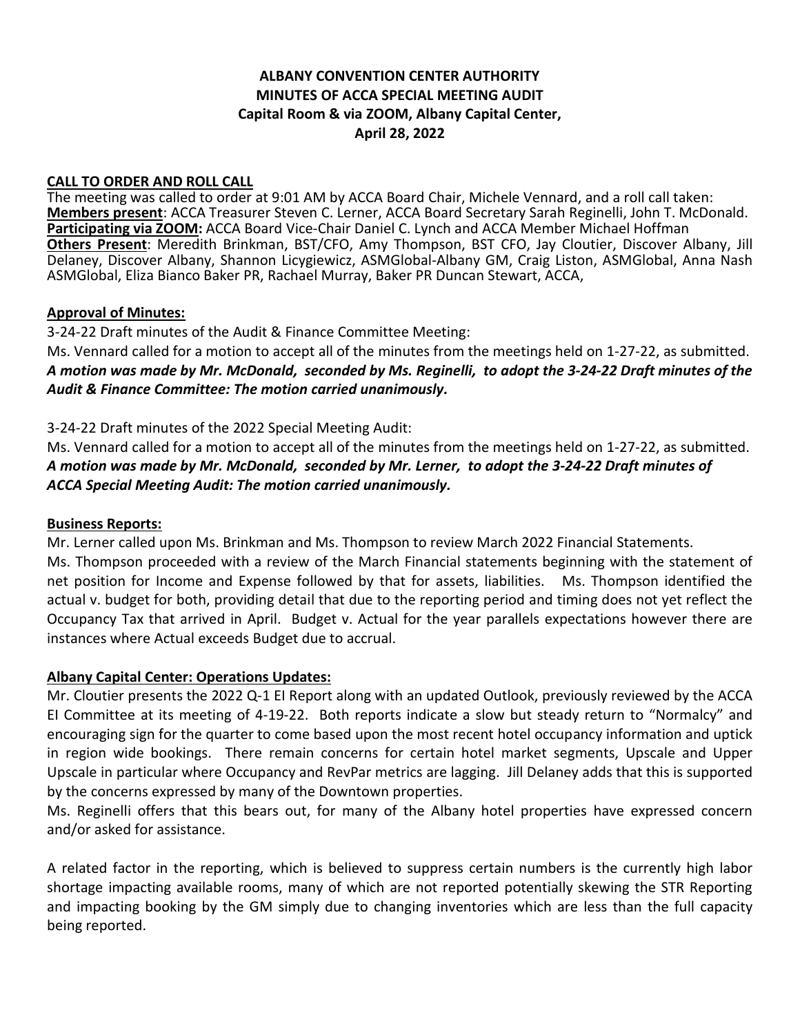**ALBANY CONVENTION CENTER AUTHORITY**
**MINUTES OF ACCA SPECIAL MEETING AUDIT**
**Capital Room & via ZOOM, Albany Capital Center,**
**April 28, 2022**

**CALL TO ORDER AND ROLL CALL**

The meeting was called to order at 9:01 AM by ACCA Board Chair, Michele Vennard, and a roll call taken:
**Members present**: ACCA Treasurer Steven C. Lerner, ACCA Board Secretary Sarah Reginelli, John T. McDonald.
**Participating via ZOOM:** ACCA Board Vice-Chair Daniel C. Lynch and ACCA Member Michael Hoffman
**Others Present**: Meredith Brinkman, BST/CFO, Amy Thompson, BST CFO, Jay Cloutier, Discover Albany, Jill Delaney, Discover Albany, Shannon Licygiewicz, ASMGlobal-Albany GM, Craig Liston, ASMGlobal, Anna Nash ASMGlobal, Eliza Bianco Baker PR, Rachael Murray, Baker PR Duncan Stewart, ACCA,

**Approval of Minutes:**

3-24-22 Draft minutes of the Audit & Finance Committee Meeting:

Ms. Vennard called for a motion to accept all of the minutes from the meetings held on 1-27-22, as submitted.
***A motion was made by Mr. McDonald, seconded by Ms. Reginelli, to adopt the 3-24-22 Draft minutes of the Audit & Finance Committee: The motion carried unanimously.***

3-24-22 Draft minutes of the 2022 Special Meeting Audit:

Ms. Vennard called for a motion to accept all of the minutes from the meetings held on 1-27-22, as submitted.
***A motion was made by Mr. McDonald, seconded by Mr. Lerner, to adopt the 3-24-22 Draft minutes of ACCA Special Meeting Audit: The motion carried unanimously.***

**Business Reports:**

Mr. Lerner called upon Ms. Brinkman and Ms. Thompson to review March 2022 Financial Statements.

Ms. Thompson proceeded with a review of the March Financial statements beginning with the statement of net position for Income and Expense followed by that for assets, liabilities. Ms. Thompson identified the actual v. budget for both, providing detail that due to the reporting period and timing does not yet reflect the Occupancy Tax that arrived in April. Budget v. Actual for the year parallels expectations however there are instances where Actual exceeds Budget due to accrual.

**Albany Capital Center: Operations Updates:**

Mr. Cloutier presents the 2022 Q-1 EI Report along with an updated Outlook, previously reviewed by the ACCA EI Committee at its meeting of 4-19-22. Both reports indicate a slow but steady return to "Normalcy" and encouraging sign for the quarter to come based upon the most recent hotel occupancy information and uptick in region wide bookings. There remain concerns for certain hotel market segments, Upscale and Upper Upscale in particular where Occupancy and RevPar metrics are lagging. Jill Delaney adds that this is supported by the concerns expressed by many of the Downtown properties.

Ms. Reginelli offers that this bears out, for many of the Albany hotel properties have expressed concern and/or asked for assistance.

A related factor in the reporting, which is believed to suppress certain numbers is the currently high labor shortage impacting available rooms, many of which are not reported potentially skewing the STR Reporting and impacting booking by the GM simply due to changing inventories which are less than the full capacity being reported.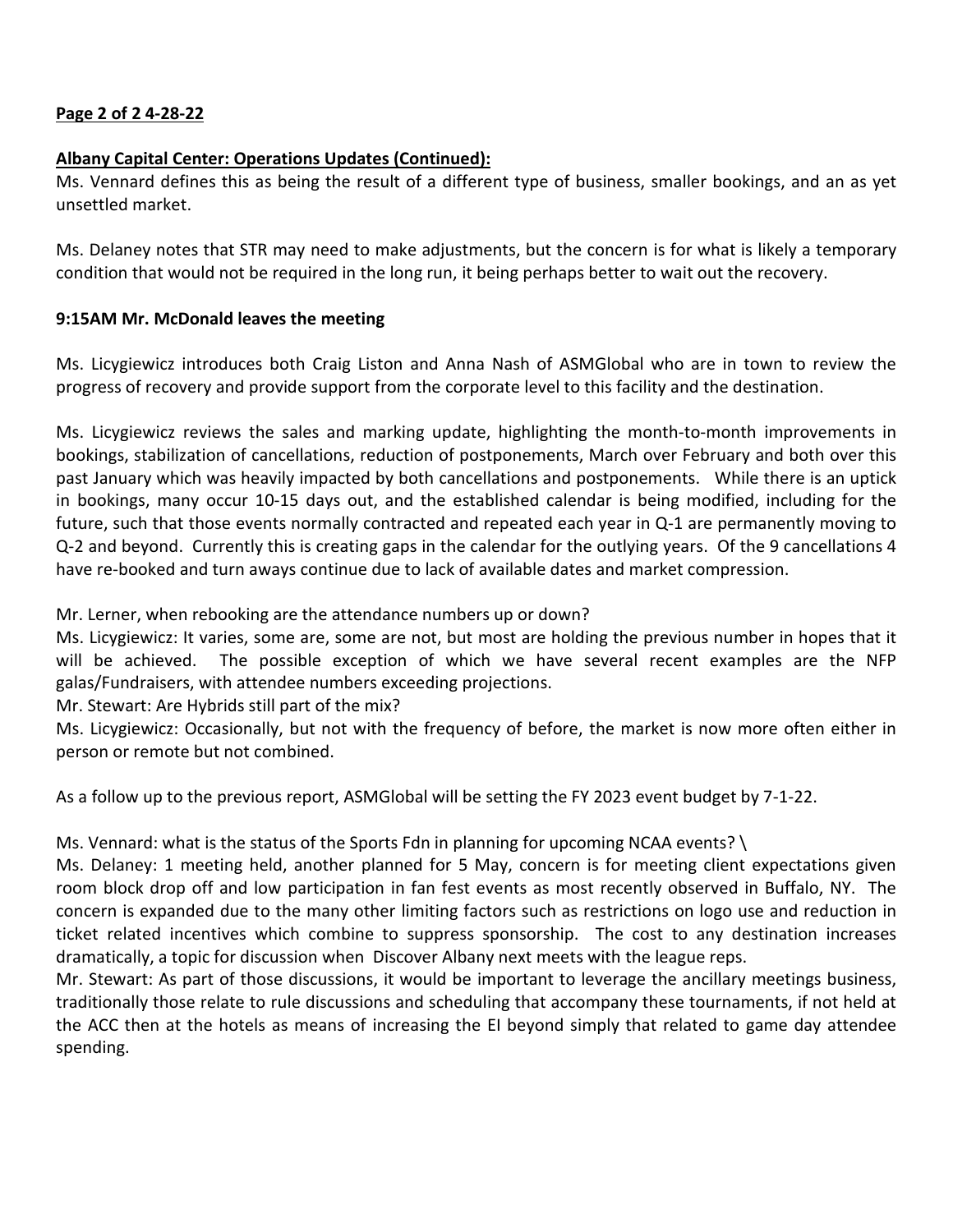**Page 2 of 2 4-28-22**

**Albany Capital Center: Operations Updates (Continued):**

Ms. Vennard defines this as being the result of a different type of business, smaller bookings, and an as yet unsettled market.

Ms. Delaney notes that STR may need to make adjustments, but the concern is for what is likely a temporary condition that would not be required in the long run, it being perhaps better to wait out the recovery.

**9:15AM Mr. McDonald leaves the meeting**

Ms. Licygiewicz introduces both Craig Liston and Anna Nash of ASMGlobal who are in town to review the progress of recovery and provide support from the corporate level to this facility and the destination.

Ms. Licygiewicz reviews the sales and marking update, highlighting the month-to-month improvements in bookings, stabilization of cancellations, reduction of postponements, March over February and both over this past January which was heavily impacted by both cancellations and postponements. While there is an uptick in bookings, many occur 10-15 days out, and the established calendar is being modified, including for the future, such that those events normally contracted and repeated each year in Q-1 are permanently moving to Q-2 and beyond. Currently this is creating gaps in the calendar for the outlying years. Of the 9 cancellations 4 have re-booked and turn aways continue due to lack of available dates and market compression.

Mr. Lerner, when rebooking are the attendance numbers up or down?
Ms. Licygiewicz: It varies, some are, some are not, but most are holding the previous number in hopes that it will be achieved. The possible exception of which we have several recent examples are the NFP galas/Fundraisers, with attendee numbers exceeding projections.
Mr. Stewart: Are Hybrids still part of the mix?
Ms. Licygiewicz: Occasionally, but not with the frequency of before, the market is now more often either in person or remote but not combined.

As a follow up to the previous report, ASMGlobal will be setting the FY 2023 event budget by 7-1-22.

Ms. Vennard: what is the status of the Sports Fdn in planning for upcoming NCAA events? \
Ms. Delaney: 1 meeting held, another planned for 5 May, concern is for meeting client expectations given room block drop off and low participation in fan fest events as most recently observed in Buffalo, NY. The concern is expanded due to the many other limiting factors such as restrictions on logo use and reduction in ticket related incentives which combine to suppress sponsorship. The cost to any destination increases dramatically, a topic for discussion when Discover Albany next meets with the league reps.
Mr. Stewart: As part of those discussions, it would be important to leverage the ancillary meetings business, traditionally those relate to rule discussions and scheduling that accompany these tournaments, if not held at the ACC then at the hotels as means of increasing the EI beyond simply that related to game day attendee spending.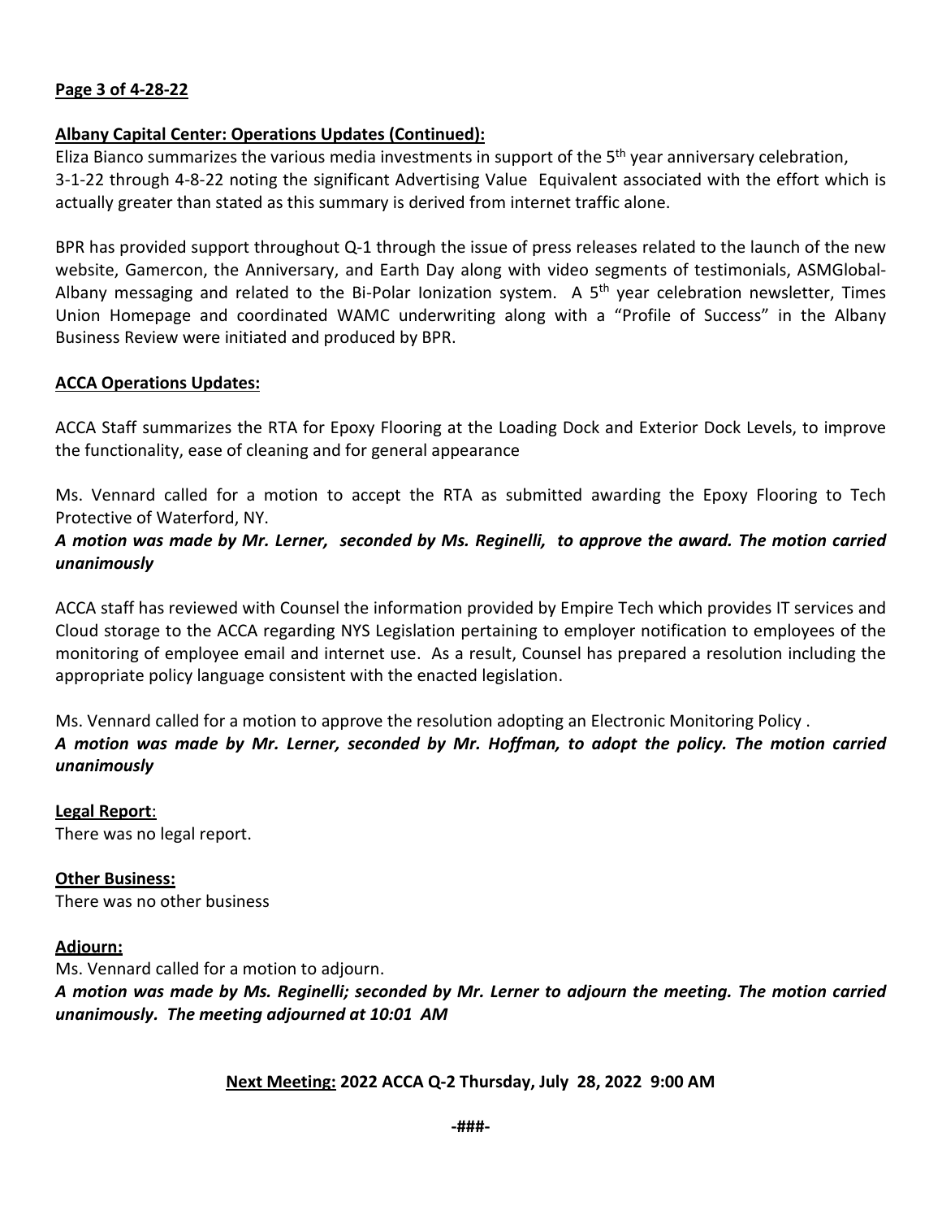**Page 3 of 4-28-22**

**Albany Capital Center: Operations Updates (Continued):**

Eliza Bianco summarizes the various media investments in support of the 5th year anniversary celebration, 3-1-22 through 4-8-22 noting the significant Advertising Value Equivalent associated with the effort which is actually greater than stated as this summary is derived from internet traffic alone.

BPR has provided support throughout Q-1 through the issue of press releases related to the launch of the new website, Gamercon, the Anniversary, and Earth Day along with video segments of testimonials, ASMGlobal-Albany messaging and related to the Bi-Polar Ionization system. A 5th year celebration newsletter, Times Union Homepage and coordinated WAMC underwriting along with a "Profile of Success" in the Albany Business Review were initiated and produced by BPR.

**ACCA Operations Updates:**

ACCA Staff summarizes the RTA for Epoxy Flooring at the Loading Dock and Exterior Dock Levels, to improve the functionality, ease of cleaning and for general appearance

Ms. Vennard called for a motion to accept the RTA as submitted awarding the Epoxy Flooring to Tech Protective of Waterford, NY.

***A motion was made by Mr. Lerner, seconded by Ms. Reginelli, to approve the award. The motion carried unanimously***

ACCA staff has reviewed with Counsel the information provided by Empire Tech which provides IT services and Cloud storage to the ACCA regarding NYS Legislation pertaining to employer notification to employees of the monitoring of employee email and internet use. As a result, Counsel has prepared a resolution including the appropriate policy language consistent with the enacted legislation.

Ms. Vennard called for a motion to approve the resolution adopting an Electronic Monitoring Policy .

***A motion was made by Mr. Lerner, seconded by Mr. Hoffman, to adopt the policy. The motion carried unanimously***

**Legal Report**:

There was no legal report.

**Other Business:**

There was no other business

**Adjourn:**

Ms. Vennard called for a motion to adjourn.

***A motion was made by Ms. Reginelli; seconded by Mr. Lerner to adjourn the meeting. The motion carried unanimously. The meeting adjourned at 10:01 AM***

**Next Meeting: 2022 ACCA Q-2 Thursday, July 28, 2022 9:00 AM**

**-###-**